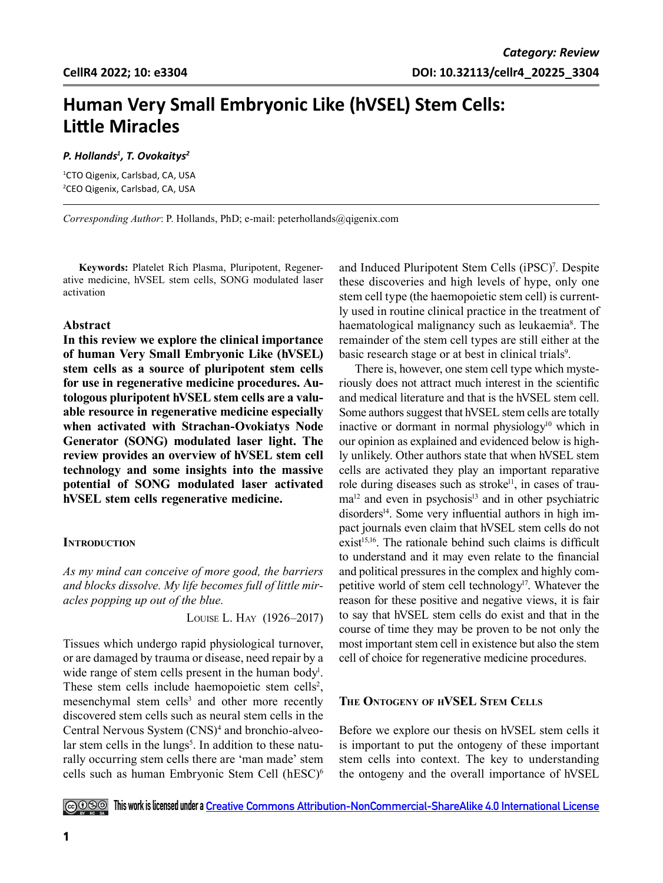Category: Review

DOI: 10.32113/cellr4_20225_3304

# Human Very Small Embryonic Like (hVSEL) Stem Cells: Little Miracles

*P. Hollands[1], T. Ovokaitys[2]*

[1]CTO Qigenix, Carlsbad, CA, USA
[2]CEO Qigenix, Carlsbad, CA, USA

*Corresponding Author*: P. Hollands, PhD; e-mail: peterhollands@qigenix.com

**Keywords:** Platelet Rich Plasma, Pluripotent, Regenerative medicine, hVSEL stem cells, SONG modulated laser activation

### Abstract

**In this review we explore the clinical importance of human Very Small Embryonic Like (hVSEL) stem cells as a source of pluripotent stem cells for use in regenerative medicine procedures. Autologous pluripotent hVSEL stem cells are a valuable resource in regenerative medicine especially when activated with Strachan-Ovokiatys Node Generator (SONG) modulated laser light. The review provides an overview of hVSEL stem cell technology and some insights into the massive potential of SONG modulated laser activated hVSEL stem cells regenerative medicine.**

## Introduction

*As my mind can conceive of more good, the barriers and blocks dissolve. My life becomes full of little miracles popping up out of the blue.*

Louise L. Hay (1926–2017)

Tissues which undergo rapid physiological turnover, or are damaged by trauma or disease, need repair by a wide range of stem cells present in the human body[1]. These stem cells include haemopoietic stem cells[2], mesenchymal stem cells[3] and other more recently discovered stem cells such as neural stem cells in the Central Nervous System (CNS)[4] and bronchio-alveolar stem cells in the lungs[5]. In addition to these naturally occurring stem cells there are 'man made' stem cells such as human Embryonic Stem Cell (hESC)[6] and Induced Pluripotent Stem Cells (iPSC)[7]. Despite these discoveries and high levels of hype, only one stem cell type (the haemopoietic stem cell) is currently used in routine clinical practice in the treatment of haematological malignancy such as leukaemia[8]. The remainder of the stem cell types are still either at the basic research stage or at best in clinical trials[9].

There is, however, one stem cell type which mysteriously does not attract much interest in the scientific and medical literature and that is the hVSEL stem cell. Some authors suggest that hVSEL stem cells are totally inactive or dormant in normal physiology[10] which in our opinion as explained and evidenced below is highly unlikely. Other authors state that when hVSEL stem cells are activated they play an important reparative role during diseases such as stroke[11], in cases of trauma[12] and even in psychosis[13] and in other psychiatric disorders[14]. Some very influential authors in high impact journals even claim that hVSEL stem cells do not exist[15,16]. The rationale behind such claims is difficult to understand and it may even relate to the financial and political pressures in the complex and highly competitive world of stem cell technology[17]. Whatever the reason for these positive and negative views, it is fair to say that hVSEL stem cells do exist and that in the course of time they may be proven to be not only the most important stem cell in existence but also the stem cell of choice for regenerative medicine procedures.

## The Ontogeny of hVSEL Stem Cells

Before we explore our thesis on hVSEL stem cells it is important to put the ontogeny of these important stem cells into context. The key to understanding the ontogeny and the overall importance of hVSEL

This work is licensed under a Creative Commons Attribution-NonCommercial-ShareAlike 4.0 International License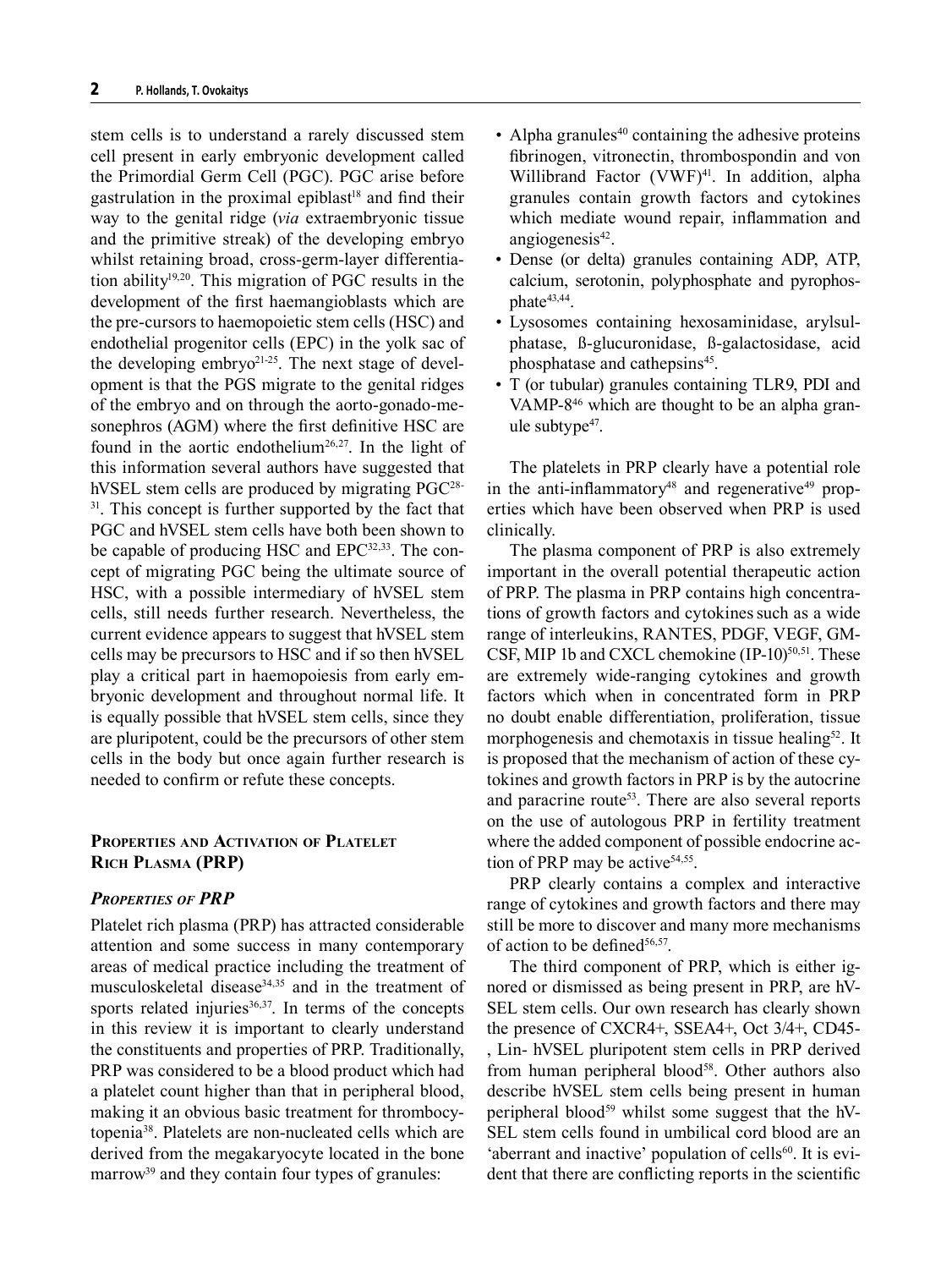stem cells is to understand a rarely discussed stem cell present in early embryonic development called the Primordial Germ Cell (PGC). PGC arise before gastrulation in the proximal epiblast[18] and find their way to the genital ridge (*via* extraembryonic tissue and the primitive streak) of the developing embryo whilst retaining broad, cross-germ-layer differentiation ability[19,20]. This migration of PGC results in the development of the first haemangioblasts which are the pre-cursors to haemopoietic stem cells (HSC) and endothelial progenitor cells (EPC) in the yolk sac of the developing embryo[21-25]. The next stage of development is that the PGS migrate to the genital ridges of the embryo and on through the aorto-gonado-mesonephros (AGM) where the first definitive HSC are found in the aortic endothelium[26,27]. In the light of this information several authors have suggested that hVSEL stem cells are produced by migrating PGC[28-31]. This concept is further supported by the fact that PGC and hVSEL stem cells have both been shown to be capable of producing HSC and EPC[32,33]. The concept of migrating PGC being the ultimate source of HSC, with a possible intermediary of hVSEL stem cells, still needs further research. Nevertheless, the current evidence appears to suggest that hVSEL stem cells may be precursors to HSC and if so then hVSEL play a critical part in haemopoiesis from early embryonic development and throughout normal life. It is equally possible that hVSEL stem cells, since they are pluripotent, could be the precursors of other stem cells in the body but once again further research is needed to confirm or refute these concepts.

## Properties and Activation of Platelet Rich Plasma (PRP)

### *Properties of PRP*

Platelet rich plasma (PRP) has attracted considerable attention and some success in many contemporary areas of medical practice including the treatment of musculoskeletal disease[34,35] and in the treatment of sports related injuries[36,37]. In terms of the concepts in this review it is important to clearly understand the constituents and properties of PRP. Traditionally, PRP was considered to be a blood product which had a platelet count higher than that in peripheral blood, making it an obvious basic treatment for thrombocytopenia[38]. Platelets are non-nucleated cells which are derived from the megakaryocyte located in the bone marrow[39] and they contain four types of granules:

- Alpha granules[40] containing the adhesive proteins fibrinogen, vitronectin, thrombospondin and von Willibrand Factor (VWF)[41]. In addition, alpha granules contain growth factors and cytokines which mediate wound repair, inflammation and angiogenesis[42].
- Dense (or delta) granules containing ADP, ATP, calcium, serotonin, polyphosphate and pyrophosphate[43,44].
- Lysosomes containing hexosaminidase, arylsulphatase, ß-glucuronidase, ß-galactosidase, acid phosphatase and cathepsins[45].
- T (or tubular) granules containing TLR9, PDI and VAMP-8[46] which are thought to be an alpha granule subtype[47].

The platelets in PRP clearly have a potential role in the anti-inflammatory[48] and regenerative[49] properties which have been observed when PRP is used clinically.

The plasma component of PRP is also extremely important in the overall potential therapeutic action of PRP. The plasma in PRP contains high concentrations of growth factors and cytokines such as a wide range of interleukins, RANTES, PDGF, VEGF, GM-CSF, MIP 1b and CXCL chemokine (IP-10)[50,51]. These are extremely wide-ranging cytokines and growth factors which when in concentrated form in PRP no doubt enable differentiation, proliferation, tissue morphogenesis and chemotaxis in tissue healing[52]. It is proposed that the mechanism of action of these cytokines and growth factors in PRP is by the autocrine and paracrine route[53]. There are also several reports on the use of autologous PRP in fertility treatment where the added component of possible endocrine action of PRP may be active[54,55].

PRP clearly contains a complex and interactive range of cytokines and growth factors and there may still be more to discover and many more mechanisms of action to be defined[56,57].

The third component of PRP, which is either ignored or dismissed as being present in PRP, are hVSEL stem cells. Our own research has clearly shown the presence of CXCR4+, SSEA4+, Oct 3/4+, CD45-, Lin- hVSEL pluripotent stem cells in PRP derived from human peripheral blood[58]. Other authors also describe hVSEL stem cells being present in human peripheral blood[59] whilst some suggest that the hVSEL stem cells found in umbilical cord blood are an 'aberrant and inactive' population of cells[60]. It is evident that there are conflicting reports in the scientific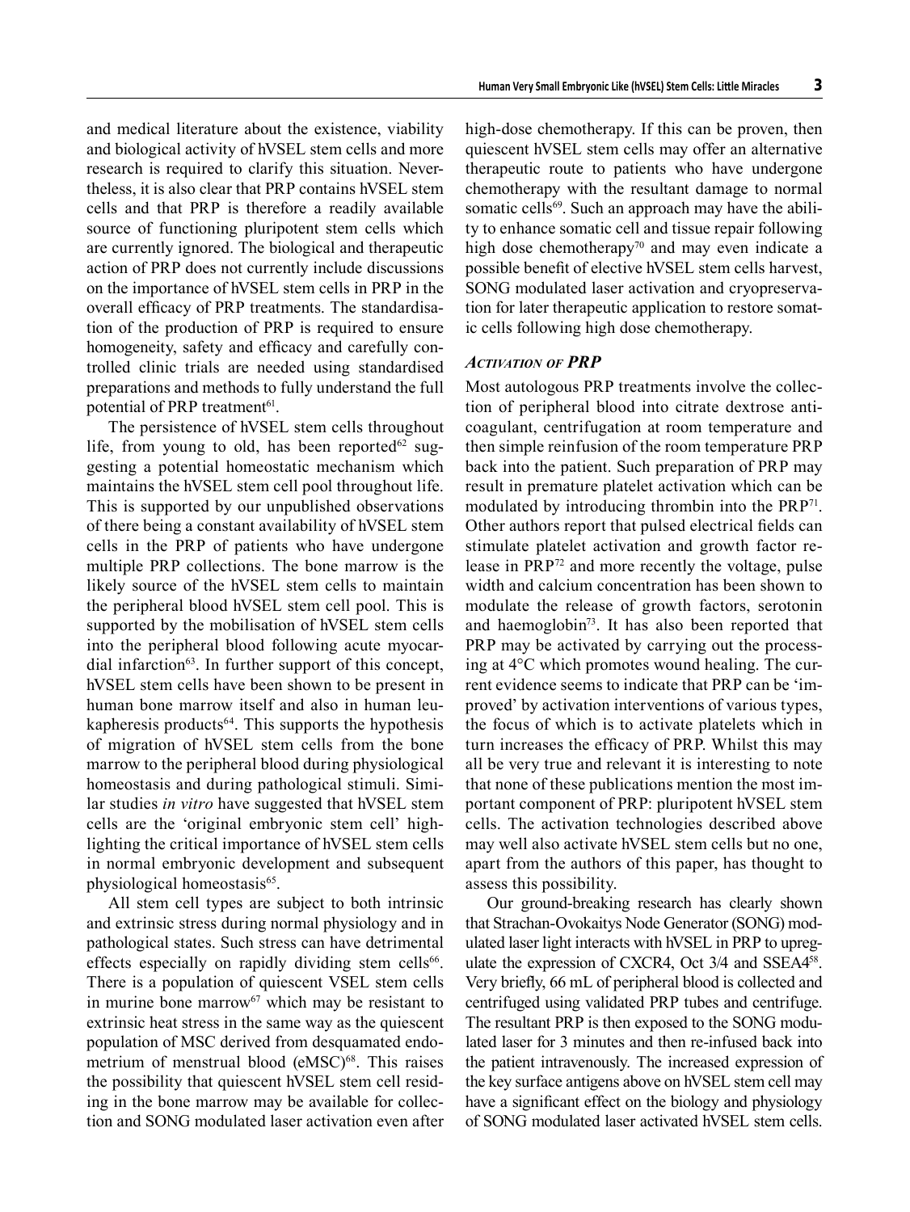and medical literature about the existence, viability and biological activity of hVSEL stem cells and more research is required to clarify this situation. Nevertheless, it is also clear that PRP contains hVSEL stem cells and that PRP is therefore a readily available source of functioning pluripotent stem cells which are currently ignored. The biological and therapeutic action of PRP does not currently include discussions on the importance of hVSEL stem cells in PRP in the overall efficacy of PRP treatments. The standardisation of the production of PRP is required to ensure homogeneity, safety and efficacy and carefully controlled clinic trials are needed using standardised preparations and methods to fully understand the full potential of PRP treatment[61].

The persistence of hVSEL stem cells throughout life, from young to old, has been reported[62] suggesting a potential homeostatic mechanism which maintains the hVSEL stem cell pool throughout life. This is supported by our unpublished observations of there being a constant availability of hVSEL stem cells in the PRP of patients who have undergone multiple PRP collections. The bone marrow is the likely source of the hVSEL stem cells to maintain the peripheral blood hVSEL stem cell pool. This is supported by the mobilisation of hVSEL stem cells into the peripheral blood following acute myocardial infarction[63]. In further support of this concept, hVSEL stem cells have been shown to be present in human bone marrow itself and also in human leukapheresis products[64]. This supports the hypothesis of migration of hVSEL stem cells from the bone marrow to the peripheral blood during physiological homeostasis and during pathological stimuli. Similar studies *in vitro* have suggested that hVSEL stem cells are the 'original embryonic stem cell' highlighting the critical importance of hVSEL stem cells in normal embryonic development and subsequent physiological homeostasis[65].

All stem cell types are subject to both intrinsic and extrinsic stress during normal physiology and in pathological states. Such stress can have detrimental effects especially on rapidly dividing stem cells[66]. There is a population of quiescent VSEL stem cells in murine bone marrow[67] which may be resistant to extrinsic heat stress in the same way as the quiescent population of MSC derived from desquamated endometrium of menstrual blood (eMSC)[68]. This raises the possibility that quiescent hVSEL stem cell residing in the bone marrow may be available for collection and SONG modulated laser activation even after high-dose chemotherapy. If this can be proven, then quiescent hVSEL stem cells may offer an alternative therapeutic route to patients who have undergone chemotherapy with the resultant damage to normal somatic cells[69]. Such an approach may have the ability to enhance somatic cell and tissue repair following high dose chemotherapy[70] and may even indicate a possible benefit of elective hVSEL stem cells harvest, SONG modulated laser activation and cryopreservation for later therapeutic application to restore somatic cells following high dose chemotherapy.

### *Activation of PRP*

Most autologous PRP treatments involve the collection of peripheral blood into citrate dextrose anticoagulant, centrifugation at room temperature and then simple reinfusion of the room temperature PRP back into the patient. Such preparation of PRP may result in premature platelet activation which can be modulated by introducing thrombin into the PRP[71]. Other authors report that pulsed electrical fields can stimulate platelet activation and growth factor release in PRP[72] and more recently the voltage, pulse width and calcium concentration has been shown to modulate the release of growth factors, serotonin and haemoglobin[73]. It has also been reported that PRP may be activated by carrying out the processing at 4°C which promotes wound healing. The current evidence seems to indicate that PRP can be 'improved' by activation interventions of various types, the focus of which is to activate platelets which in turn increases the efficacy of PRP. Whilst this may all be very true and relevant it is interesting to note that none of these publications mention the most important component of PRP: pluripotent hVSEL stem cells. The activation technologies described above may well also activate hVSEL stem cells but no one, apart from the authors of this paper, has thought to assess this possibility.

Our ground-breaking research has clearly shown that Strachan-Ovokaitys Node Generator (SONG) modulated laser light interacts with hVSEL in PRP to upregulate the expression of CXCR4, Oct 3/4 and SSEA4[58]. Very briefly, 66 mL of peripheral blood is collected and centrifuged using validated PRP tubes and centrifuge. The resultant PRP is then exposed to the SONG modulated laser for 3 minutes and then re-infused back into the patient intravenously. The increased expression of the key surface antigens above on hVSEL stem cell may have a significant effect on the biology and physiology of SONG modulated laser activated hVSEL stem cells.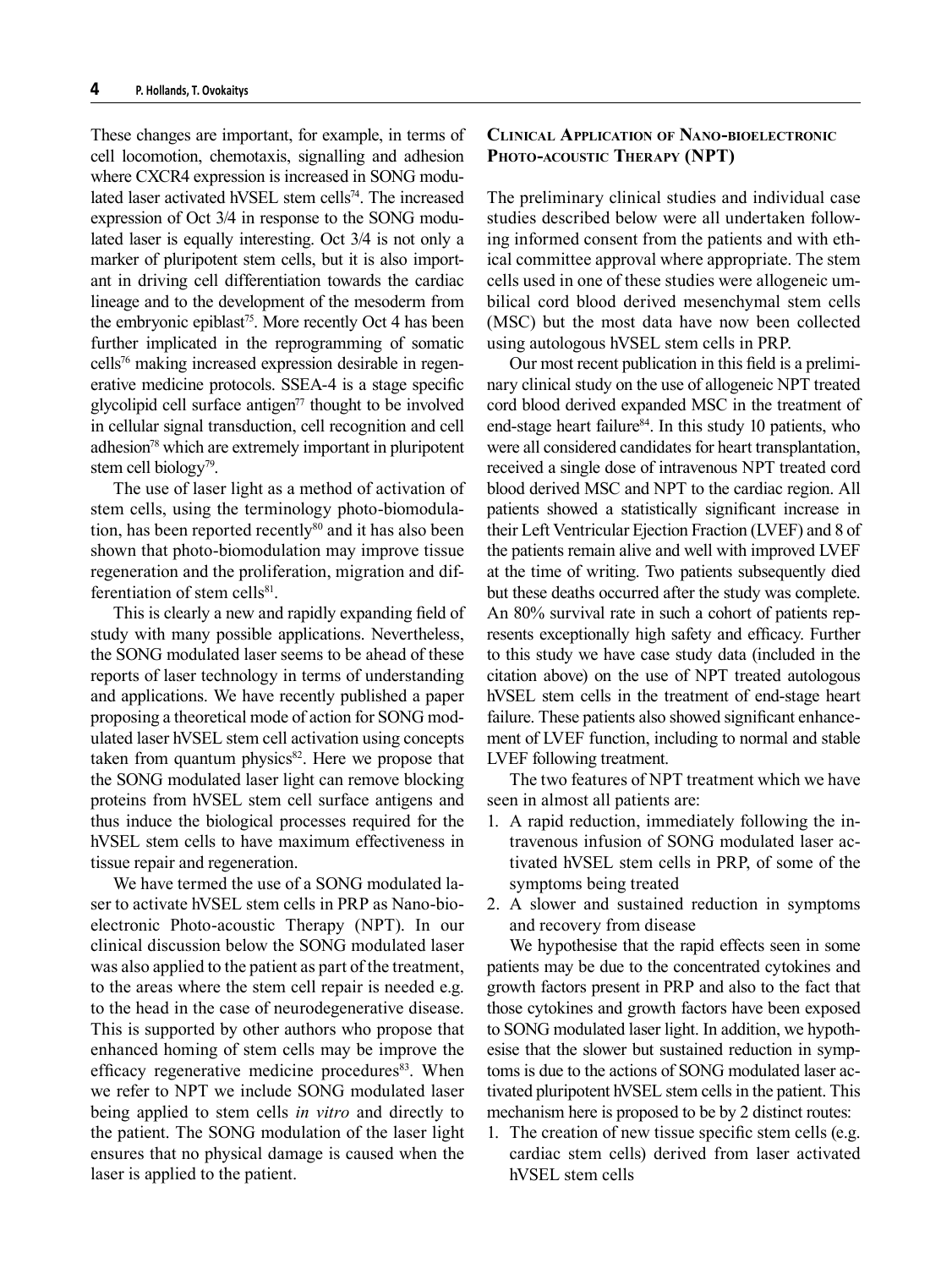These changes are important, for example, in terms of cell locomotion, chemotaxis, signalling and adhesion where CXCR4 expression is increased in SONG modulated laser activated hVSEL stem cells[74]. The increased expression of Oct 3/4 in response to the SONG modulated laser is equally interesting. Oct 3/4 is not only a marker of pluripotent stem cells, but it is also important in driving cell differentiation towards the cardiac lineage and to the development of the mesoderm from the embryonic epiblast[75]. More recently Oct 4 has been further implicated in the reprogramming of somatic cells[76] making increased expression desirable in regenerative medicine protocols. SSEA-4 is a stage specific glycolipid cell surface antigen[77] thought to be involved in cellular signal transduction, cell recognition and cell adhesion[78] which are extremely important in pluripotent stem cell biology[79].

The use of laser light as a method of activation of stem cells, using the terminology photo-biomodulation, has been reported recently[80] and it has also been shown that photo-biomodulation may improve tissue regeneration and the proliferation, migration and differentiation of stem cells[81].

This is clearly a new and rapidly expanding field of study with many possible applications. Nevertheless, the SONG modulated laser seems to be ahead of these reports of laser technology in terms of understanding and applications. We have recently published a paper proposing a theoretical mode of action for SONG modulated laser hVSEL stem cell activation using concepts taken from quantum physics[82]. Here we propose that the SONG modulated laser light can remove blocking proteins from hVSEL stem cell surface antigens and thus induce the biological processes required for the hVSEL stem cells to have maximum effectiveness in tissue repair and regeneration.

We have termed the use of a SONG modulated laser to activate hVSEL stem cells in PRP as Nano-bioelectronic Photo-acoustic Therapy (NPT). In our clinical discussion below the SONG modulated laser was also applied to the patient as part of the treatment, to the areas where the stem cell repair is needed e.g. to the head in the case of neurodegenerative disease. This is supported by other authors who propose that enhanced homing of stem cells may be improve the efficacy regenerative medicine procedures[83]. When we refer to NPT we include SONG modulated laser being applied to stem cells *in vitro* and directly to the patient. The SONG modulation of the laser light ensures that no physical damage is caused when the laser is applied to the patient.

## Clinical Application of Nano-bioelectronic Photo-acoustic Therapy (NPT)

The preliminary clinical studies and individual case studies described below were all undertaken following informed consent from the patients and with ethical committee approval where appropriate. The stem cells used in one of these studies were allogeneic umbilical cord blood derived mesenchymal stem cells (MSC) but the most data have now been collected using autologous hVSEL stem cells in PRP.

Our most recent publication in this field is a preliminary clinical study on the use of allogeneic NPT treated cord blood derived expanded MSC in the treatment of end-stage heart failure[84]. In this study 10 patients, who were all considered candidates for heart transplantation, received a single dose of intravenous NPT treated cord blood derived MSC and NPT to the cardiac region. All patients showed a statistically significant increase in their Left Ventricular Ejection Fraction (LVEF) and 8 of the patients remain alive and well with improved LVEF at the time of writing. Two patients subsequently died but these deaths occurred after the study was complete. An 80% survival rate in such a cohort of patients represents exceptionally high safety and efficacy. Further to this study we have case study data (included in the citation above) on the use of NPT treated autologous hVSEL stem cells in the treatment of end-stage heart failure. These patients also showed significant enhancement of LVEF function, including to normal and stable LVEF following treatment.

The two features of NPT treatment which we have seen in almost all patients are:

1. A rapid reduction, immediately following the intravenous infusion of SONG modulated laser activated hVSEL stem cells in PRP, of some of the symptoms being treated
2. A slower and sustained reduction in symptoms and recovery from disease

We hypothesise that the rapid effects seen in some patients may be due to the concentrated cytokines and growth factors present in PRP and also to the fact that those cytokines and growth factors have been exposed to SONG modulated laser light. In addition, we hypothesise that the slower but sustained reduction in symptoms is due to the actions of SONG modulated laser activated pluripotent hVSEL stem cells in the patient. This mechanism here is proposed to be by 2 distinct routes:

1. The creation of new tissue specific stem cells (e.g. cardiac stem cells) derived from laser activated hVSEL stem cells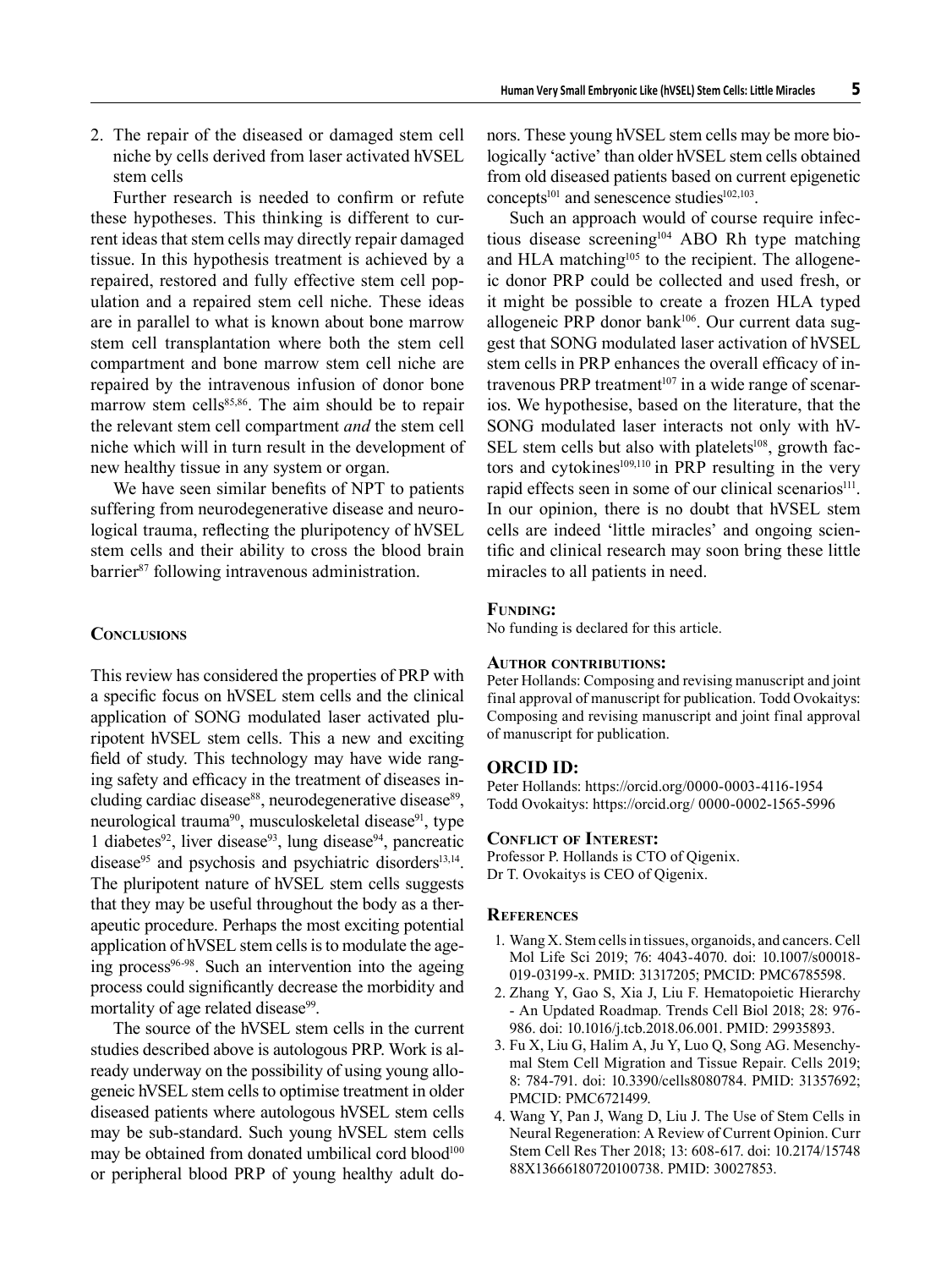2. The repair of the diseased or damaged stem cell niche by cells derived from laser activated hVSEL stem cells

Further research is needed to confirm or refute these hypotheses. This thinking is different to current ideas that stem cells may directly repair damaged tissue. In this hypothesis treatment is achieved by a repaired, restored and fully effective stem cell population and a repaired stem cell niche. These ideas are in parallel to what is known about bone marrow stem cell transplantation where both the stem cell compartment and bone marrow stem cell niche are repaired by the intravenous infusion of donor bone marrow stem cells[85,86]. The aim should be to repair the relevant stem cell compartment *and* the stem cell niche which will in turn result in the development of new healthy tissue in any system or organ.

We have seen similar benefits of NPT to patients suffering from neurodegenerative disease and neurological trauma, reflecting the pluripotency of hVSEL stem cells and their ability to cross the blood brain barrier[87] following intravenous administration.

## Conclusions

This review has considered the properties of PRP with a specific focus on hVSEL stem cells and the clinical application of SONG modulated laser activated pluripotent hVSEL stem cells. This a new and exciting field of study. This technology may have wide ranging safety and efficacy in the treatment of diseases including cardiac disease[88], neurodegenerative disease[89], neurological trauma[90], musculoskeletal disease[91], type 1 diabetes[92], liver disease[93], lung disease[94], pancreatic disease[95] and psychosis and psychiatric disorders[13,14]. The pluripotent nature of hVSEL stem cells suggests that they may be useful throughout the body as a therapeutic procedure. Perhaps the most exciting potential application of hVSEL stem cells is to modulate the ageing process[96-98]. Such an intervention into the ageing process could significantly decrease the morbidity and mortality of age related disease[99].

The source of the hVSEL stem cells in the current studies described above is autologous PRP. Work is already underway on the possibility of using young allogeneic hVSEL stem cells to optimise treatment in older diseased patients where autologous hVSEL stem cells may be sub-standard. Such young hVSEL stem cells may be obtained from donated umbilical cord blood[100] or peripheral blood PRP of young healthy adult donors. These young hVSEL stem cells may be more biologically 'active' than older hVSEL stem cells obtained from old diseased patients based on current epigenetic concepts[101] and senescence studies[102,103].

Such an approach would of course require infectious disease screening[104] ABO Rh type matching and HLA matching[105] to the recipient. The allogeneic donor PRP could be collected and used fresh, or it might be possible to create a frozen HLA typed allogeneic PRP donor bank[106]. Our current data suggest that SONG modulated laser activation of hVSEL stem cells in PRP enhances the overall efficacy of intravenous PRP treatment[107] in a wide range of scenarios. We hypothesise, based on the literature, that the SONG modulated laser interacts not only with hVSEL stem cells but also with platelets[108], growth factors and cytokines[109,110] in PRP resulting in the very rapid effects seen in some of our clinical scenarios[111]. In our opinion, there is no doubt that hVSEL stem cells are indeed 'little miracles' and ongoing scientific and clinical research may soon bring these little miracles to all patients in need.

### Funding:

No funding is declared for this article.

### Author contributions:

Peter Hollands: Composing and revising manuscript and joint final approval of manuscript for publication. Todd Ovokaitys: Composing and revising manuscript and joint final approval of manuscript for publication.

### ORCID ID:

Peter Hollands: https://orcid.org/0000-0003-4116-1954
Todd Ovokaitys: https://orcid.org/ 0000-0002-1565-5996

### Conflict of Interest:

Professor P. Hollands is CTO of Qigenix.
Dr T. Ovokaitys is CEO of Qigenix.

## References

1. Wang X. Stem cells in tissues, organoids, and cancers. Cell Mol Life Sci 2019; 76: 4043-4070. doi: 10.1007/s00018-019-03199-x. PMID: 31317205; PMCID: PMC6785598.
2. Zhang Y, Gao S, Xia J, Liu F. Hematopoietic Hierarchy - An Updated Roadmap. Trends Cell Biol 2018; 28: 976-986. doi: 10.1016/j.tcb.2018.06.001. PMID: 29935893.
3. Fu X, Liu G, Halim A, Ju Y, Luo Q, Song AG. Mesenchymal Stem Cell Migration and Tissue Repair. Cells 2019; 8: 784-791. doi: 10.3390/cells8080784. PMID: 31357692; PMCID: PMC6721499.
4. Wang Y, Pan J, Wang D, Liu J. The Use of Stem Cells in Neural Regeneration: A Review of Current Opinion. Curr Stem Cell Res Ther 2018; 13: 608-617. doi: 10.2174/1574888X13666180720100738. PMID: 30027853.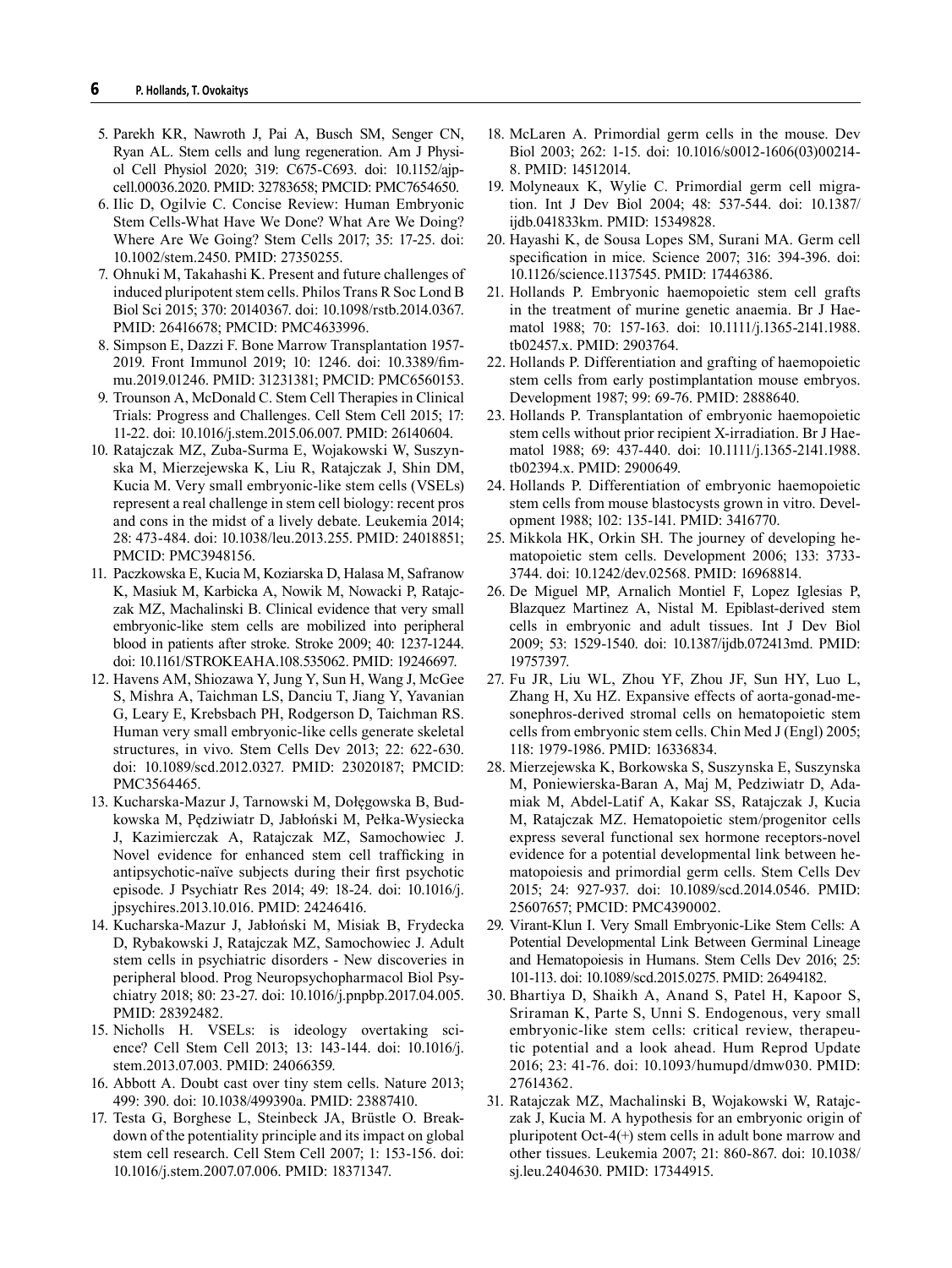5. Parekh KR, Nawroth J, Pai A, Busch SM, Senger CN, Ryan AL. Stem cells and lung regeneration. Am J Physiol Cell Physiol 2020; 319: C675-C693. doi: 10.1152/ajpcell.00036.2020. PMID: 32783658; PMCID: PMC7654650.
6. Ilic D, Ogilvie C. Concise Review: Human Embryonic Stem Cells-What Have We Done? What Are We Doing? Where Are We Going? Stem Cells 2017; 35: 17-25. doi: 10.1002/stem.2450. PMID: 27350255.
7. Ohnuki M, Takahashi K. Present and future challenges of induced pluripotent stem cells. Philos Trans R Soc Lond B Biol Sci 2015; 370: 20140367. doi: 10.1098/rstb.2014.0367. PMID: 26416678; PMCID: PMC4633996.
8. Simpson E, Dazzi F. Bone Marrow Transplantation 1957-2019. Front Immunol 2019; 10: 1246. doi: 10.3389/fimmu.2019.01246. PMID: 31231381; PMCID: PMC6560153.
9. Trounson A, McDonald C. Stem Cell Therapies in Clinical Trials: Progress and Challenges. Cell Stem Cell 2015; 17: 11-22. doi: 10.1016/j.stem.2015.06.007. PMID: 26140604.
10. Ratajczak MZ, Zuba-Surma E, Wojakowski W, Suszynska M, Mierzejewska K, Liu R, Ratajczak J, Shin DM, Kucia M. Very small embryonic-like stem cells (VSELs) represent a real challenge in stem cell biology: recent pros and cons in the midst of a lively debate. Leukemia 2014; 28: 473-484. doi: 10.1038/leu.2013.255. PMID: 24018851; PMCID: PMC3948156.
11. Paczkowska E, Kucia M, Koziarska D, Halasa M, Safranow K, Masiuk M, Karbicka A, Nowik M, Nowacki P, Ratajczak MZ, Machalinski B. Clinical evidence that very small embryonic-like stem cells are mobilized into peripheral blood in patients after stroke. Stroke 2009; 40: 1237-1244. doi: 10.1161/STROKEAHA.108.535062. PMID: 19246697.
12. Havens AM, Shiozawa Y, Jung Y, Sun H, Wang J, McGee S, Mishra A, Taichman LS, Danciu T, Jiang Y, Yavanian G, Leary E, Krebsbach PH, Rodgerson D, Taichman RS. Human very small embryonic-like cells generate skeletal structures, in vivo. Stem Cells Dev 2013; 22: 622-630. doi: 10.1089/scd.2012.0327. PMID: 23020187; PMCID: PMC3564465.
13. Kucharska-Mazur J, Tarnowski M, Dołęgowska B, Budkowska M, Pędziwiatr D, Jabłoński M, Pełka-Wysiecka J, Kazimierczak A, Ratajczak MZ, Samochowiec J. Novel evidence for enhanced stem cell trafficking in antipsychotic-naïve subjects during their first psychotic episode. J Psychiatr Res 2014; 49: 18-24. doi: 10.1016/j.jpsychires.2013.10.016. PMID: 24246416.
14. Kucharska-Mazur J, Jabłoński M, Misiak B, Frydecka D, Rybakowski J, Ratajczak MZ, Samochowiec J. Adult stem cells in psychiatric disorders - New discoveries in peripheral blood. Prog Neuropsychopharmacol Biol Psychiatry 2018; 80: 23-27. doi: 10.1016/j.pnpbp.2017.04.005. PMID: 28392482.
15. Nicholls H. VSELs: is ideology overtaking science? Cell Stem Cell 2013; 13: 143-144. doi: 10.1016/j.stem.2013.07.003. PMID: 24066359.
16. Abbott A. Doubt cast over tiny stem cells. Nature 2013; 499: 390. doi: 10.1038/499390a. PMID: 23887410.
17. Testa G, Borghese L, Steinbeck JA, Brüstle O. Breakdown of the potentiality principle and its impact on global stem cell research. Cell Stem Cell 2007; 1: 153-156. doi: 10.1016/j.stem.2007.07.006. PMID: 18371347.
18. McLaren A. Primordial germ cells in the mouse. Dev Biol 2003; 262: 1-15. doi: 10.1016/s0012-1606(03)00214-8. PMID: 14512014.
19. Molyneaux K, Wylie C. Primordial germ cell migration. Int J Dev Biol 2004; 48: 537-544. doi: 10.1387/ijdb.041833km. PMID: 15349828.
20. Hayashi K, de Sousa Lopes SM, Surani MA. Germ cell specification in mice. Science 2007; 316: 394-396. doi: 10.1126/science.1137545. PMID: 17446386.
21. Hollands P. Embryonic haemopoietic stem cell grafts in the treatment of murine genetic anaemia. Br J Haematol 1988; 70: 157-163. doi: 10.1111/j.1365-2141.1988.tb02457.x. PMID: 2903764.
22. Hollands P. Differentiation and grafting of haemopoietic stem cells from early postimplantation mouse embryos. Development 1987; 99: 69-76. PMID: 2888640.
23. Hollands P. Transplantation of embryonic haemopoietic stem cells without prior recipient X-irradiation. Br J Haematol 1988; 69: 437-440. doi: 10.1111/j.1365-2141.1988.tb02394.x. PMID: 2900649.
24. Hollands P. Differentiation of embryonic haemopoietic stem cells from mouse blastocysts grown in vitro. Development 1988; 102: 135-141. PMID: 3416770.
25. Mikkola HK, Orkin SH. The journey of developing hematopoietic stem cells. Development 2006; 133: 3733-3744. doi: 10.1242/dev.02568. PMID: 16968814.
26. De Miguel MP, Arnalich Montiel F, Lopez Iglesias P, Blazquez Martinez A, Nistal M. Epiblast-derived stem cells in embryonic and adult tissues. Int J Dev Biol 2009; 53: 1529-1540. doi: 10.1387/ijdb.072413md. PMID: 19757397.
27. Fu JR, Liu WL, Zhou YF, Zhou JF, Sun HY, Luo L, Zhang H, Xu HZ. Expansive effects of aorta-gonad-mesonephros-derived stromal cells on hematopoietic stem cells from embryonic stem cells. Chin Med J (Engl) 2005; 118: 1979-1986. PMID: 16336834.
28. Mierzejewska K, Borkowska S, Suszynska E, Suszynska M, Poniewierska-Baran A, Maj M, Pedziwiatr D, Adamiak M, Abdel-Latif A, Kakar SS, Ratajczak J, Kucia M, Ratajczak MZ. Hematopoietic stem/progenitor cells express several functional sex hormone receptors-novel evidence for a potential developmental link between hematopoiesis and primordial germ cells. Stem Cells Dev 2015; 24: 927-937. doi: 10.1089/scd.2014.0546. PMID: 25607657; PMCID: PMC4390002.
29. Virant-Klun I. Very Small Embryonic-Like Stem Cells: A Potential Developmental Link Between Germinal Lineage and Hematopoiesis in Humans. Stem Cells Dev 2016; 25: 101-113. doi: 10.1089/scd.2015.0275. PMID: 26494182.
30. Bhartiya D, Shaikh A, Anand S, Patel H, Kapoor S, Sriraman K, Parte S, Unni S. Endogenous, very small embryonic-like stem cells: critical review, therapeutic potential and a look ahead. Hum Reprod Update 2016; 23: 41-76. doi: 10.1093/humupd/dmw030. PMID: 27614362.
31. Ratajczak MZ, Machalinski B, Wojakowski W, Ratajczak J, Kucia M. A hypothesis for an embryonic origin of pluripotent Oct-4(+) stem cells in adult bone marrow and other tissues. Leukemia 2007; 21: 860-867. doi: 10.1038/sj.leu.2404630. PMID: 17344915.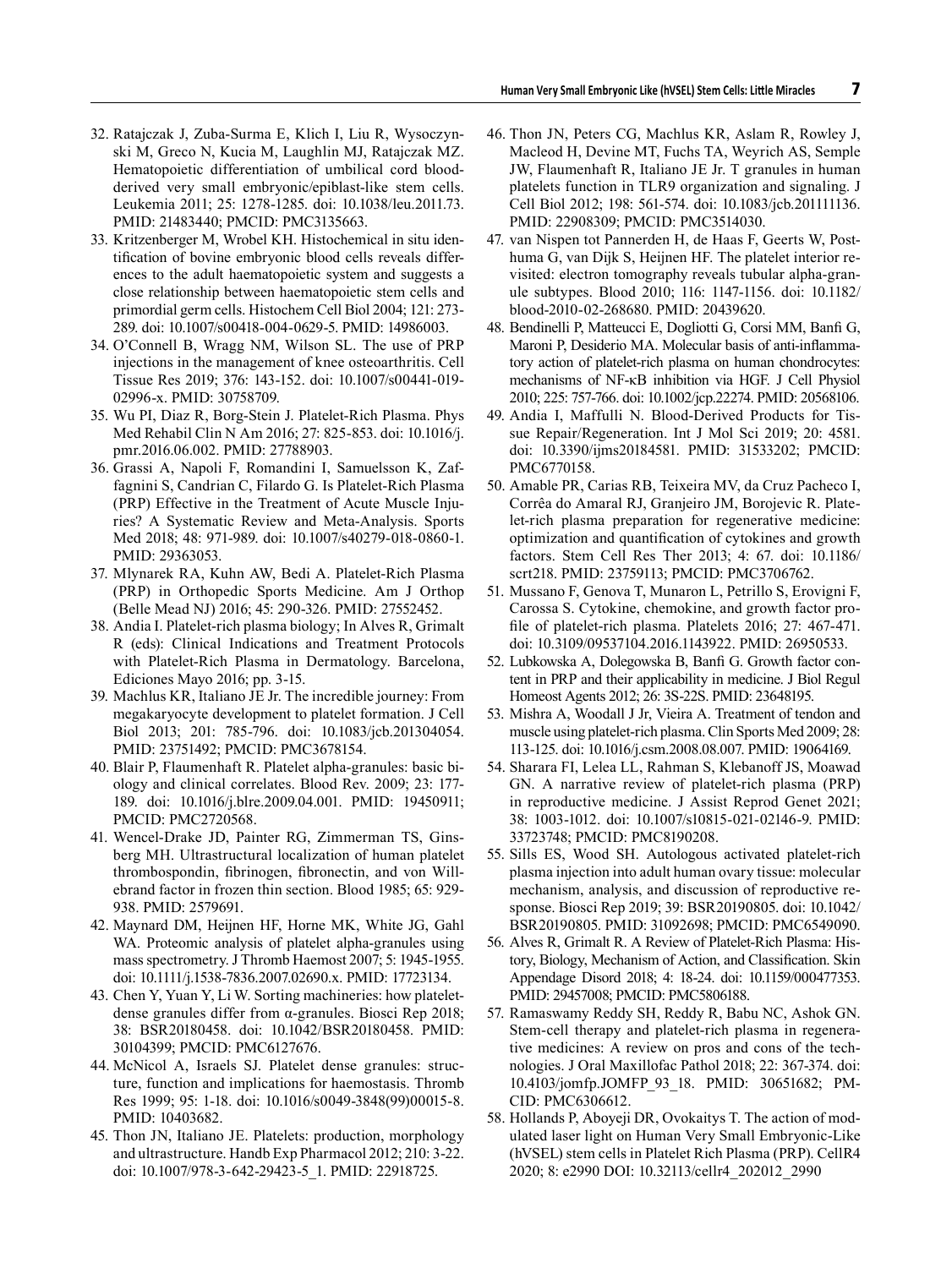32. Ratajczak J, Zuba-Surma E, Klich I, Liu R, Wysoczynski M, Greco N, Kucia M, Laughlin MJ, Ratajczak MZ. Hematopoietic differentiation of umbilical cord blood-derived very small embryonic/epiblast-like stem cells. Leukemia 2011; 25: 1278-1285. doi: 10.1038/leu.2011.73. PMID: 21483440; PMCID: PMC3135663.
33. Kritzenberger M, Wrobel KH. Histochemical in situ identification of bovine embryonic blood cells reveals differences to the adult haematopoietic system and suggests a close relationship between haematopoietic stem cells and primordial germ cells. Histochem Cell Biol 2004; 121: 273-289. doi: 10.1007/s00418-004-0629-5. PMID: 14986003.
34. O'Connell B, Wragg NM, Wilson SL. The use of PRP injections in the management of knee osteoarthritis. Cell Tissue Res 2019; 376: 143-152. doi: 10.1007/s00441-019-02996-x. PMID: 30758709.
35. Wu PI, Diaz R, Borg-Stein J. Platelet-Rich Plasma. Phys Med Rehabil Clin N Am 2016; 27: 825-853. doi: 10.1016/j.pmr.2016.06.002. PMID: 27788903.
36. Grassi A, Napoli F, Romandini I, Samuelsson K, Zaffagnini S, Candrian C, Filardo G. Is Platelet-Rich Plasma (PRP) Effective in the Treatment of Acute Muscle Injuries? A Systematic Review and Meta-Analysis. Sports Med 2018; 48: 971-989. doi: 10.1007/s40279-018-0860-1. PMID: 29363053.
37. Mlynarek RA, Kuhn AW, Bedi A. Platelet-Rich Plasma (PRP) in Orthopedic Sports Medicine. Am J Orthop (Belle Mead NJ) 2016; 45: 290-326. PMID: 27552452.
38. Andia I. Platelet-rich plasma biology; In Alves R, Grimalt R (eds): Clinical Indications and Treatment Protocols with Platelet-Rich Plasma in Dermatology. Barcelona, Ediciones Mayo 2016; pp. 3-15.
39. Machlus KR, Italiano JE Jr. The incredible journey: From megakaryocyte development to platelet formation. J Cell Biol 2013; 201: 785-796. doi: 10.1083/jcb.201304054. PMID: 23751492; PMCID: PMC3678154.
40. Blair P, Flaumenhaft R. Platelet alpha-granules: basic biology and clinical correlates. Blood Rev. 2009; 23: 177-189. doi: 10.1016/j.blre.2009.04.001. PMID: 19450911; PMCID: PMC2720568.
41. Wencel-Drake JD, Painter RG, Zimmerman TS, Ginsberg MH. Ultrastructural localization of human platelet thrombospondin, fibrinogen, fibronectin, and von Willebrand factor in frozen thin section. Blood 1985; 65: 929-938. PMID: 2579691.
42. Maynard DM, Heijnen HF, Horne MK, White JG, Gahl WA. Proteomic analysis of platelet alpha-granules using mass spectrometry. J Thromb Haemost 2007; 5: 1945-1955. doi: 10.1111/j.1538-7836.2007.02690.x. PMID: 17723134.
43. Chen Y, Yuan Y, Li W. Sorting machineries: how platelet-dense granules differ from α-granules. Biosci Rep 2018; 38: BSR20180458. doi: 10.1042/BSR20180458. PMID: 30104399; PMCID: PMC6127676.
44. McNicol A, Israels SJ. Platelet dense granules: structure, function and implications for haemostasis. Thromb Res 1999; 95: 1-18. doi: 10.1016/s0049-3848(99)00015-8. PMID: 10403682.
45. Thon JN, Italiano JE. Platelets: production, morphology and ultrastructure. Handb Exp Pharmacol 2012; 210: 3-22. doi: 10.1007/978-3-642-29423-5_1. PMID: 22918725.
46. Thon JN, Peters CG, Machlus KR, Aslam R, Rowley J, Macleod H, Devine MT, Fuchs TA, Weyrich AS, Semple JW, Flaumenhaft R, Italiano JE Jr. T granules in human platelets function in TLR9 organization and signaling. J Cell Biol 2012; 198: 561-574. doi: 10.1083/jcb.201111136. PMID: 22908309; PMCID: PMC3514030.
47. van Nispen tot Pannerden H, de Haas F, Geerts W, Posthuma G, van Dijk S, Heijnen HF. The platelet interior revisited: electron tomography reveals tubular alpha-granule subtypes. Blood 2010; 116: 1147-1156. doi: 10.1182/blood-2010-02-268680. PMID: 20439620.
48. Bendinelli P, Matteucci E, Dogliotti G, Corsi MM, Banfi G, Maroni P, Desiderio MA. Molecular basis of anti-inflammatory action of platelet-rich plasma on human chondrocytes: mechanisms of NF-κB inhibition via HGF. J Cell Physiol 2010; 225: 757-766. doi: 10.1002/jcp.22274. PMID: 20568106.
49. Andia I, Maffulli N. Blood-Derived Products for Tissue Repair/Regeneration. Int J Mol Sci 2019; 20: 4581. doi: 10.3390/ijms20184581. PMID: 31533202; PMCID: PMC6770158.
50. Amable PR, Carias RB, Teixeira MV, da Cruz Pacheco I, Corrêa do Amaral RJ, Granjeiro JM, Borojevic R. Platelet-rich plasma preparation for regenerative medicine: optimization and quantification of cytokines and growth factors. Stem Cell Res Ther 2013; 4: 67. doi: 10.1186/scrt218. PMID: 23759113; PMCID: PMC3706762.
51. Mussano F, Genova T, Munaron L, Petrillo S, Erovigni F, Carossa S. Cytokine, chemokine, and growth factor profile of platelet-rich plasma. Platelets 2016; 27: 467-471. doi: 10.3109/09537104.2016.1143922. PMID: 26950533.
52. Lubkowska A, Dolegowska B, Banfi G. Growth factor content in PRP and their applicability in medicine. J Biol Regul Homeost Agents 2012; 26: 3S-22S. PMID: 23648195.
53. Mishra A, Woodall J Jr, Vieira A. Treatment of tendon and muscle using platelet-rich plasma. Clin Sports Med 2009; 28: 113-125. doi: 10.1016/j.csm.2008.08.007. PMID: 19064169.
54. Sharara FI, Lelea LL, Rahman S, Klebanoff JS, Moawad GN. A narrative review of platelet-rich plasma (PRP) in reproductive medicine. J Assist Reprod Genet 2021; 38: 1003-1012. doi: 10.1007/s10815-021-02146-9. PMID: 33723748; PMCID: PMC8190208.
55. Sills ES, Wood SH. Autologous activated platelet-rich plasma injection into adult human ovary tissue: molecular mechanism, analysis, and discussion of reproductive response. Biosci Rep 2019; 39: BSR20190805. doi: 10.1042/BSR20190805. PMID: 31092698; PMCID: PMC6549090.
56. Alves R, Grimalt R. A Review of Platelet-Rich Plasma: History, Biology, Mechanism of Action, and Classification. Skin Appendage Disord 2018; 4: 18-24. doi: 10.1159/000477353. PMID: 29457008; PMCID: PMC5806188.
57. Ramaswamy Reddy SH, Reddy R, Babu NC, Ashok GN. Stem-cell therapy and platelet-rich plasma in regenerative medicines: A review on pros and cons of the technologies. J Oral Maxillofac Pathol 2018; 22: 367-374. doi: 10.4103/jomfp.JOMFP_93_18. PMID: 30651682; PMCID: PMC6306612.
58. Hollands P, Aboyeji DR, Ovokaitys T. The action of modulated laser light on Human Very Small Embryonic-Like (hVSEL) stem cells in Platelet Rich Plasma (PRP). CellR4 2020; 8: e2990 DOI: 10.32113/cellr4_202012_2990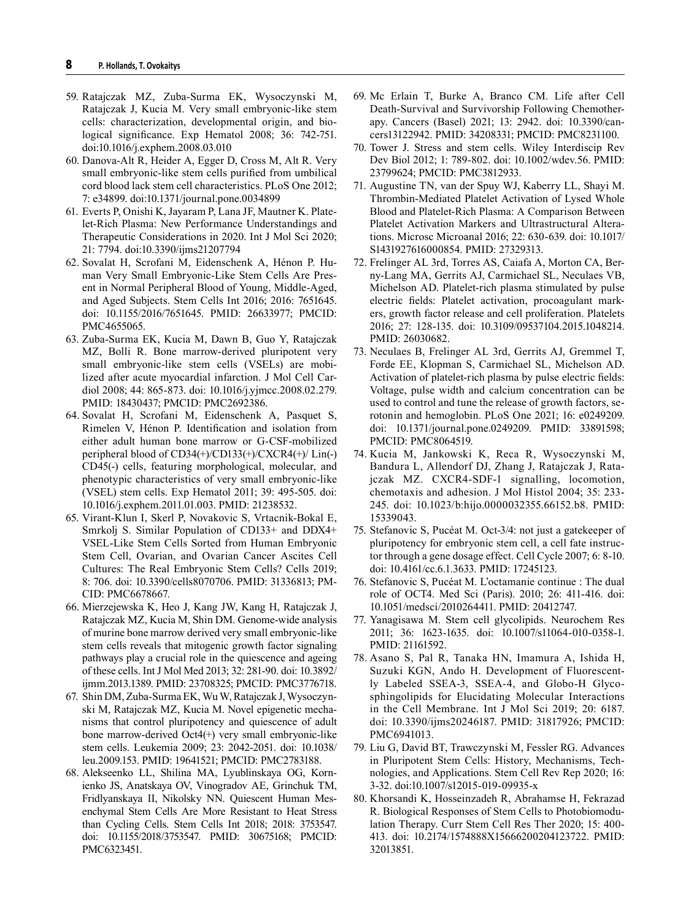59. Ratajczak MZ, Zuba-Surma EK, Wysoczynski M, Ratajczak J, Kucia M. Very small embryonic-like stem cells: characterization, developmental origin, and biological significance. Exp Hematol 2008; 36: 742-751. doi:10.1016/j.exphem.2008.03.010
60. Danova-Alt R, Heider A, Egger D, Cross M, Alt R. Very small embryonic-like stem cells purified from umbilical cord blood lack stem cell characteristics. PLoS One 2012; 7: e34899. doi:10.1371/journal.pone.0034899
61. Everts P, Onishi K, Jayaram P, Lana JF, Mautner K. Platelet-Rich Plasma: New Performance Understandings and Therapeutic Considerations in 2020. Int J Mol Sci 2020; 21: 7794. doi:10.3390/ijms21207794
62. Sovalat H, Scrofani M, Eidenschenk A, Hénon P. Human Very Small Embryonic-Like Stem Cells Are Present in Normal Peripheral Blood of Young, Middle-Aged, and Aged Subjects. Stem Cells Int 2016; 2016: 7651645. doi: 10.1155/2016/7651645. PMID: 26633977; PMCID: PMC4655065.
63. Zuba-Surma EK, Kucia M, Dawn B, Guo Y, Ratajczak MZ, Bolli R. Bone marrow-derived pluripotent very small embryonic-like stem cells (VSELs) are mobilized after acute myocardial infarction. J Mol Cell Cardiol 2008; 44: 865-873. doi: 10.1016/j.yjmcc.2008.02.279. PMID: 18430437; PMCID: PMC2692386.
64. Sovalat H, Scrofani M, Eidenschenk A, Pasquet S, Rimelen V, Hénon P. Identification and isolation from either adult human bone marrow or G-CSF-mobilized peripheral blood of CD34(+)/CD133(+)/CXCR4(+)/ Lin(-) CD45(-) cells, featuring morphological, molecular, and phenotypic characteristics of very small embryonic-like (VSEL) stem cells. Exp Hematol 2011; 39: 495-505. doi: 10.1016/j.exphem.2011.01.003. PMID: 21238532.
65. Virant-Klun I, Skerl P, Novakovic S, Vrtacnik-Bokal E, Smrkolj S. Similar Population of CD133+ and DDX4+ VSEL-Like Stem Cells Sorted from Human Embryonic Stem Cell, Ovarian, and Ovarian Cancer Ascites Cell Cultures: The Real Embryonic Stem Cells? Cells 2019; 8: 706. doi: 10.3390/cells8070706. PMID: 31336813; PMCID: PMC6678667.
66. Mierzejewska K, Heo J, Kang JW, Kang H, Ratajczak J, Ratajczak MZ, Kucia M, Shin DM. Genome-wide analysis of murine bone marrow derived very small embryonic-like stem cells reveals that mitogenic growth factor signaling pathways play a crucial role in the quiescence and ageing of these cells. Int J Mol Med 2013; 32: 281-90. doi: 10.3892/ijmm.2013.1389. PMID: 23708325; PMCID: PMC3776718.
67. Shin DM, Zuba-Surma EK, Wu W, Ratajczak J, Wysoczynski M, Ratajczak MZ, Kucia M. Novel epigenetic mechanisms that control pluripotency and quiescence of adult bone marrow-derived Oct4(+) very small embryonic-like stem cells. Leukemia 2009; 23: 2042-2051. doi: 10.1038/leu.2009.153. PMID: 19641521; PMCID: PMC2783188.
68. Alekseenko LL, Shilina MA, Lyublinskaya OG, Kornienko JS, Anatskaya OV, Vinogradov AE, Grinchuk TM, Fridlyanskaya II, Nikolsky NN. Quiescent Human Mesenchymal Stem Cells Are More Resistant to Heat Stress than Cycling Cells. Stem Cells Int 2018; 2018: 3753547. doi: 10.1155/2018/3753547. PMID: 30675168; PMCID: PMC6323451.
69. Mc Erlain T, Burke A, Branco CM. Life after Cell Death-Survival and Survivorship Following Chemotherapy. Cancers (Basel) 2021; 13: 2942. doi: 10.3390/cancers13122942. PMID: 34208331; PMCID: PMC8231100.
70. Tower J. Stress and stem cells. Wiley Interdiscip Rev Dev Biol 2012; 1: 789-802. doi: 10.1002/wdev.56. PMID: 23799624; PMCID: PMC3812933.
71. Augustine TN, van der Spuy WJ, Kaberry LL, Shayi M. Thrombin-Mediated Platelet Activation of Lysed Whole Blood and Platelet-Rich Plasma: A Comparison Between Platelet Activation Markers and Ultrastructural Alterations. Microsc Microanal 2016; 22: 630-639. doi: 10.1017/S1431927616000854. PMID: 27329313.
72. Frelinger AL 3rd, Torres AS, Caiafa A, Morton CA, Berny-Lang MA, Gerrits AJ, Carmichael SL, Neculaes VB, Michelson AD. Platelet-rich plasma stimulated by pulse electric fields: Platelet activation, procoagulant markers, growth factor release and cell proliferation. Platelets 2016; 27: 128-135. doi: 10.3109/09537104.2015.1048214. PMID: 26030682.
73. Neculaes B, Frelinger AL 3rd, Gerrits AJ, Gremmel T, Forde EE, Klopman S, Carmichael SL, Michelson AD. Activation of platelet-rich plasma by pulse electric fields: Voltage, pulse width and calcium concentration can be used to control and tune the release of growth factors, serotonin and hemoglobin. PLoS One 2021; 16: e0249209. doi: 10.1371/journal.pone.0249209. PMID: 33891598; PMCID: PMC8064519.
74. Kucia M, Jankowski K, Reca R, Wysoczynski M, Bandura L, Allendorf DJ, Zhang J, Ratajczak J, Ratajczak MZ. CXCR4-SDF-1 signalling, locomotion, chemotaxis and adhesion. J Mol Histol 2004; 35: 233-245. doi: 10.1023/b:hijo.0000032355.66152.b8. PMID: 15339043.
75. Stefanovic S, Pucéat M. Oct-3/4: not just a gatekeeper of pluripotency for embryonic stem cell, a cell fate instructor through a gene dosage effect. Cell Cycle 2007; 6: 8-10. doi: 10.4161/cc.6.1.3633. PMID: 17245123.
76. Stefanovic S, Pucéat M. L'octamanie continue : The dual role of OCT4. Med Sci (Paris). 2010; 26: 411-416. doi: 10.1051/medsci/2010264411. PMID: 20412747.
77. Yanagisawa M. Stem cell glycolipids. Neurochem Res 2011; 36: 1623-1635. doi: 10.1007/s11064-010-0358-1. PMID: 21161592.
78. Asano S, Pal R, Tanaka HN, Imamura A, Ishida H, Suzuki KGN, Ando H. Development of Fluorescently Labeled SSEA-3, SSEA-4, and Globo-H Glycosphingolipids for Elucidating Molecular Interactions in the Cell Membrane. Int J Mol Sci 2019; 20: 6187. doi: 10.3390/ijms20246187. PMID: 31817926; PMCID: PMC6941013.
79. Liu G, David BT, Trawczynski M, Fessler RG. Advances in Pluripotent Stem Cells: History, Mechanisms, Technologies, and Applications. Stem Cell Rev Rep 2020; 16: 3-32. doi:10.1007/s12015-019-09935-x
80. Khorsandi K, Hosseinzadeh R, Abrahamse H, Fekrazad R. Biological Responses of Stem Cells to Photobiomodulation Therapy. Curr Stem Cell Res Ther 2020; 15: 400-413. doi: 10.2174/1574888X15666200204123722. PMID: 32013851.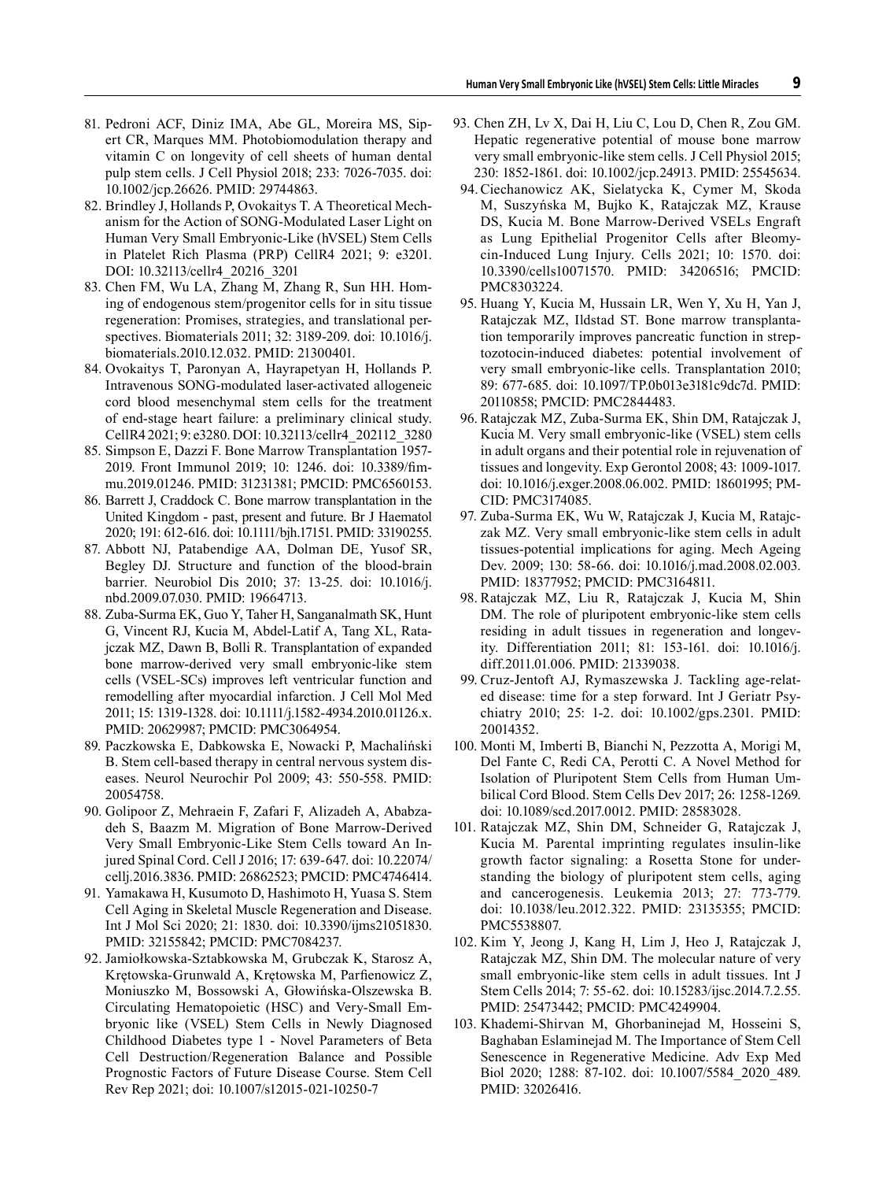81. Pedroni ACF, Diniz IMA, Abe GL, Moreira MS, Sipert CR, Marques MM. Photobiomodulation therapy and vitamin C on longevity of cell sheets of human dental pulp stem cells. J Cell Physiol 2018; 233: 7026-7035. doi: 10.1002/jcp.26626. PMID: 29744863.
82. Brindley J, Hollands P, Ovokaitys T. A Theoretical Mechanism for the Action of SONG-Modulated Laser Light on Human Very Small Embryonic-Like (hVSEL) Stem Cells in Platelet Rich Plasma (PRP) CellR4 2021; 9: e3201. DOI: 10.32113/cellr4_20216_3201
83. Chen FM, Wu LA, Zhang M, Zhang R, Sun HH. Homing of endogenous stem/progenitor cells for in situ tissue regeneration: Promises, strategies, and translational perspectives. Biomaterials 2011; 32: 3189-209. doi: 10.1016/j.biomaterials.2010.12.032. PMID: 21300401.
84. Ovokaitys T, Paronyan A, Hayrapetyan H, Hollands P. Intravenous SONG-modulated laser-activated allogeneic cord blood mesenchymal stem cells for the treatment of end-stage heart failure: a preliminary clinical study. CellR4 2021; 9: e3280. DOI: 10.32113/cellr4_202112_3280
85. Simpson E, Dazzi F. Bone Marrow Transplantation 1957-2019. Front Immunol 2019; 10: 1246. doi: 10.3389/fimmu.2019.01246. PMID: 31231381; PMCID: PMC6560153.
86. Barrett J, Craddock C. Bone marrow transplantation in the United Kingdom - past, present and future. Br J Haematol 2020; 191: 612-616. doi: 10.1111/bjh.17151. PMID: 33190255.
87. Abbott NJ, Patabendige AA, Dolman DE, Yusof SR, Begley DJ. Structure and function of the blood-brain barrier. Neurobiol Dis 2010; 37: 13-25. doi: 10.1016/j.nbd.2009.07.030. PMID: 19664713.
88. Zuba-Surma EK, Guo Y, Taher H, Sanganalmath SK, Hunt G, Vincent RJ, Kucia M, Abdel-Latif A, Tang XL, Ratajczak MZ, Dawn B, Bolli R. Transplantation of expanded bone marrow-derived very small embryonic-like stem cells (VSEL-SCs) improves left ventricular function and remodelling after myocardial infarction. J Cell Mol Med 2011; 15: 1319-1328. doi: 10.1111/j.1582-4934.2010.01126.x. PMID: 20629987; PMCID: PMC3064954.
89. Paczkowska E, Dabkowska E, Nowacki P, Machaliński B. Stem cell-based therapy in central nervous system diseases. Neurol Neurochir Pol 2009; 43: 550-558. PMID: 20054758.
90. Golipoor Z, Mehraein F, Zafari F, Alizadeh A, Ababzadeh S, Baazm M. Migration of Bone Marrow-Derived Very Small Embryonic-Like Stem Cells toward An Injured Spinal Cord. Cell J 2016; 17: 639-647. doi: 10.22074/cellj.2016.3836. PMID: 26862523; PMCID: PMC4746414.
91. Yamakawa H, Kusumoto D, Hashimoto H, Yuasa S. Stem Cell Aging in Skeletal Muscle Regeneration and Disease. Int J Mol Sci 2020; 21: 1830. doi: 10.3390/ijms21051830. PMID: 32155842; PMCID: PMC7084237.
92. Jamiołkowska-Sztabkowska M, Grubczak K, Starosz A, Krętowska-Grunwald A, Krętowska M, Parfienowicz Z, Moniuszko M, Bossowski A, Głowińska-Olszewska B. Circulating Hematopoietic (HSC) and Very-Small Embryonic like (VSEL) Stem Cells in Newly Diagnosed Childhood Diabetes type 1 - Novel Parameters of Beta Cell Destruction/Regeneration Balance and Possible Prognostic Factors of Future Disease Course. Stem Cell Rev Rep 2021; doi: 10.1007/s12015-021-10250-7
93. Chen ZH, Lv X, Dai H, Liu C, Lou D, Chen R, Zou GM. Hepatic regenerative potential of mouse bone marrow very small embryonic-like stem cells. J Cell Physiol 2015; 230: 1852-1861. doi: 10.1002/jcp.24913. PMID: 25545634.
94. Ciechanowicz AK, Sielatycka K, Cymer M, Skoda M, Suszyńska M, Bujko K, Ratajczak MZ, Krause DS, Kucia M. Bone Marrow-Derived VSELs Engraft as Lung Epithelial Progenitor Cells after Bleomycin-Induced Lung Injury. Cells 2021; 10: 1570. doi: 10.3390/cells10071570. PMID: 34206516; PMCID: PMC8303224.
95. Huang Y, Kucia M, Hussain LR, Wen Y, Xu H, Yan J, Ratajczak MZ, Ildstad ST. Bone marrow transplantation temporarily improves pancreatic function in streptozotocin-induced diabetes: potential involvement of very small embryonic-like cells. Transplantation 2010; 89: 677-685. doi: 10.1097/TP.0b013e3181c9dc7d. PMID: 20110858; PMCID: PMC2844483.
96. Ratajczak MZ, Zuba-Surma EK, Shin DM, Ratajczak J, Kucia M. Very small embryonic-like (VSEL) stem cells in adult organs and their potential role in rejuvenation of tissues and longevity. Exp Gerontol 2008; 43: 1009-1017. doi: 10.1016/j.exger.2008.06.002. PMID: 18601995; PMCID: PMC3174085.
97. Zuba-Surma EK, Wu W, Ratajczak J, Kucia M, Ratajczak MZ. Very small embryonic-like stem cells in adult tissues-potential implications for aging. Mech Ageing Dev. 2009; 130: 58-66. doi: 10.1016/j.mad.2008.02.003. PMID: 18377952; PMCID: PMC3164811.
98. Ratajczak MZ, Liu R, Ratajczak J, Kucia M, Shin DM. The role of pluripotent embryonic-like stem cells residing in adult tissues in regeneration and longevity. Differentiation 2011; 81: 153-161. doi: 10.1016/j.diff.2011.01.006. PMID: 21339038.
99. Cruz-Jentoft AJ, Rymaszewska J. Tackling age-related disease: time for a step forward. Int J Geriatr Psychiatry 2010; 25: 1-2. doi: 10.1002/gps.2301. PMID: 20014352.
100. Monti M, Imberti B, Bianchi N, Pezzotta A, Morigi M, Del Fante C, Redi CA, Perotti C. A Novel Method for Isolation of Pluripotent Stem Cells from Human Umbilical Cord Blood. Stem Cells Dev 2017; 26: 1258-1269. doi: 10.1089/scd.2017.0012. PMID: 28583028.
101. Ratajczak MZ, Shin DM, Schneider G, Ratajczak J, Kucia M. Parental imprinting regulates insulin-like growth factor signaling: a Rosetta Stone for understanding the biology of pluripotent stem cells, aging and cancerogenesis. Leukemia 2013; 27: 773-779. doi: 10.1038/leu.2012.322. PMID: 23135355; PMCID: PMC5538807.
102. Kim Y, Jeong J, Kang H, Lim J, Heo J, Ratajczak J, Ratajczak MZ, Shin DM. The molecular nature of very small embryonic-like stem cells in adult tissues. Int J Stem Cells 2014; 7: 55-62. doi: 10.15283/ijsc.2014.7.2.55. PMID: 25473442; PMCID: PMC4249904.
103. Khademi-Shirvan M, Ghorbaninejad M, Hosseini S, Baghaban Eslaminejad M. The Importance of Stem Cell Senescence in Regenerative Medicine. Adv Exp Med Biol 2020; 1288: 87-102. doi: 10.1007/5584_2020_489. PMID: 32026416.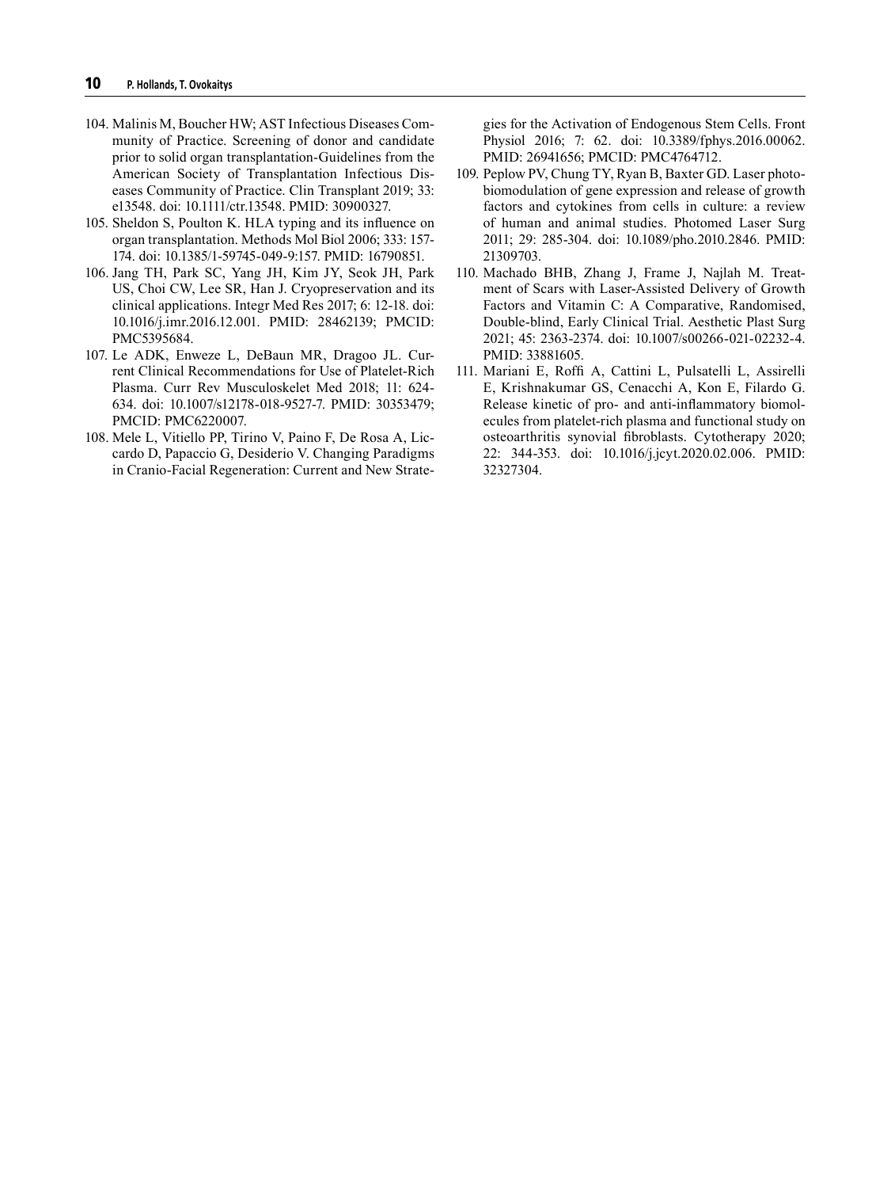104. Malinis M, Boucher HW; AST Infectious Diseases Community of Practice. Screening of donor and candidate prior to solid organ transplantation-Guidelines from the American Society of Transplantation Infectious Diseases Community of Practice. Clin Transplant 2019; 33: e13548. doi: 10.1111/ctr.13548. PMID: 30900327.
105. Sheldon S, Poulton K. HLA typing and its influence on organ transplantation. Methods Mol Biol 2006; 333: 157-174. doi: 10.1385/1-59745-049-9:157. PMID: 16790851.
106. Jang TH, Park SC, Yang JH, Kim JY, Seok JH, Park US, Choi CW, Lee SR, Han J. Cryopreservation and its clinical applications. Integr Med Res 2017; 6: 12-18. doi: 10.1016/j.imr.2016.12.001. PMID: 28462139; PMCID: PMC5395684.
107. Le ADK, Enweze L, DeBaun MR, Dragoo JL. Current Clinical Recommendations for Use of Platelet-Rich Plasma. Curr Rev Musculoskelet Med 2018; 11: 624-634. doi: 10.1007/s12178-018-9527-7. PMID: 30353479; PMCID: PMC6220007.
108. Mele L, Vitiello PP, Tirino V, Paino F, De Rosa A, Liccardo D, Papaccio G, Desiderio V. Changing Paradigms in Cranio-Facial Regeneration: Current and New Strategies for the Activation of Endogenous Stem Cells. Front Physiol 2016; 7: 62. doi: 10.3389/fphys.2016.00062. PMID: 26941656; PMCID: PMC4764712.
109. Peplow PV, Chung TY, Ryan B, Baxter GD. Laser photobiomodulation of gene expression and release of growth factors and cytokines from cells in culture: a review of human and animal studies. Photomed Laser Surg 2011; 29: 285-304. doi: 10.1089/pho.2010.2846. PMID: 21309703.
110. Machado BHB, Zhang J, Frame J, Najlah M. Treatment of Scars with Laser-Assisted Delivery of Growth Factors and Vitamin C: A Comparative, Randomised, Double-blind, Early Clinical Trial. Aesthetic Plast Surg 2021; 45: 2363-2374. doi: 10.1007/s00266-021-02232-4. PMID: 33881605.
111. Mariani E, Roffi A, Cattini L, Pulsatelli L, Assirelli E, Krishnakumar GS, Cenacchi A, Kon E, Filardo G. Release kinetic of pro- and anti-inflammatory biomolecules from platelet-rich plasma and functional study on osteoarthritis synovial fibroblasts. Cytotherapy 2020; 22: 344-353. doi: 10.1016/j.jcyt.2020.02.006. PMID: 32327304.